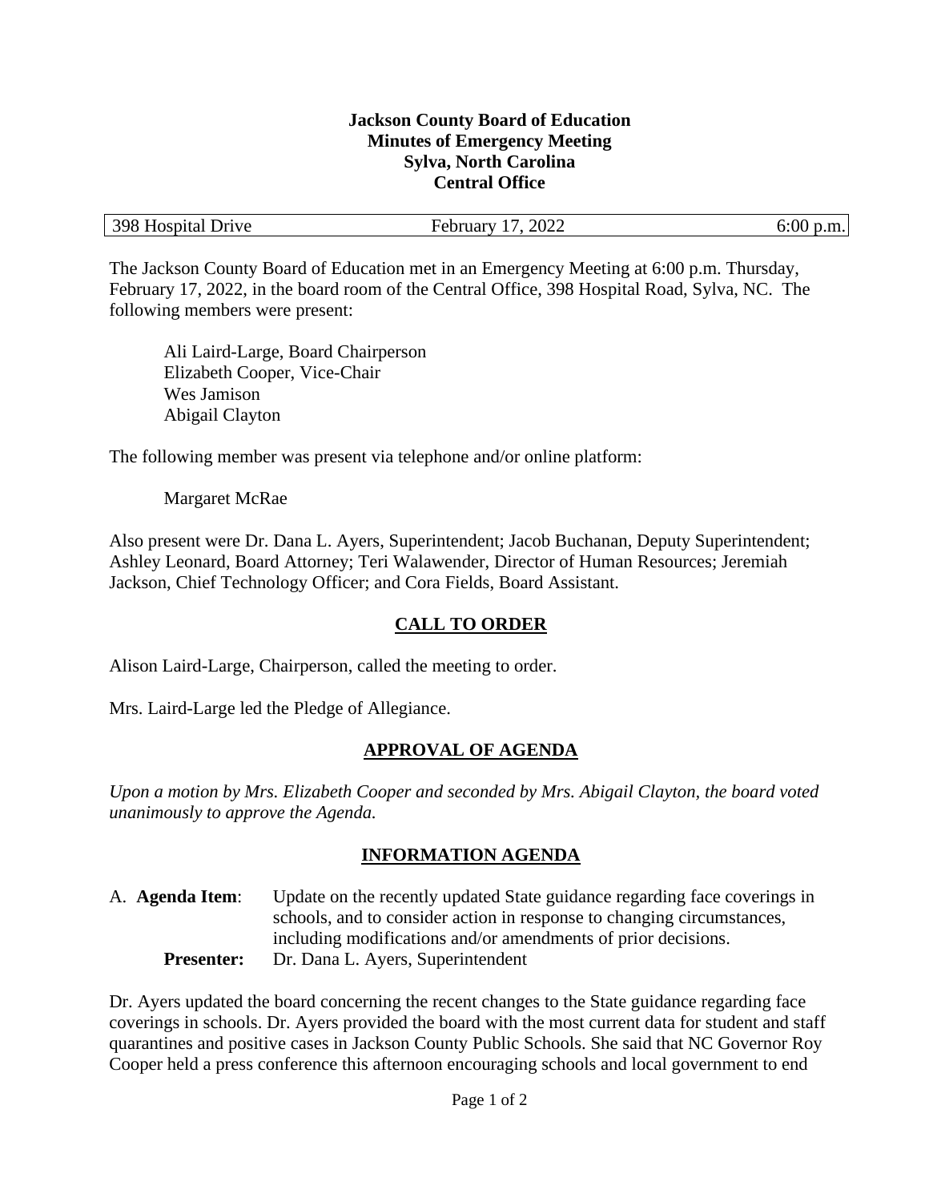**Jackson County Board of Education**
**Minutes of Emergency Meeting**
**Sylva, North Carolina**
**Central Office**

| 398 Hospital Drive | February 17, 2022 | 6:00 p.m. |
|---|---|---|

The Jackson County Board of Education met in an Emergency Meeting at 6:00 p.m. Thursday, February 17, 2022, in the board room of the Central Office, 398 Hospital Road, Sylva, NC. The following members were present:

Ali Laird-Large, Board Chairperson
Elizabeth Cooper, Vice-Chair
Wes Jamison
Abigail Clayton

The following member was present via telephone and/or online platform:

Margaret McRae

Also present were Dr. Dana L. Ayers, Superintendent; Jacob Buchanan, Deputy Superintendent; Ashley Leonard, Board Attorney; Teri Walawender, Director of Human Resources; Jeremiah Jackson, Chief Technology Officer; and Cora Fields, Board Assistant.

## CALL TO ORDER

Alison Laird-Large, Chairperson, called the meeting to order.

Mrs. Laird-Large led the Pledge of Allegiance.

## APPROVAL OF AGENDA

*Upon a motion by Mrs. Elizabeth Cooper and seconded by Mrs. Abigail Clayton, the board voted unanimously to approve the Agenda.*

## INFORMATION AGENDA

A. **Agenda Item**: Update on the recently updated State guidance regarding face coverings in schools, and to consider action in response to changing circumstances, including modifications and/or amendments of prior decisions.
**Presenter:** Dr. Dana L. Ayers, Superintendent

Dr. Ayers updated the board concerning the recent changes to the State guidance regarding face coverings in schools. Dr. Ayers provided the board with the most current data for student and staff quarantines and positive cases in Jackson County Public Schools. She said that NC Governor Roy Cooper held a press conference this afternoon encouraging schools and local government to end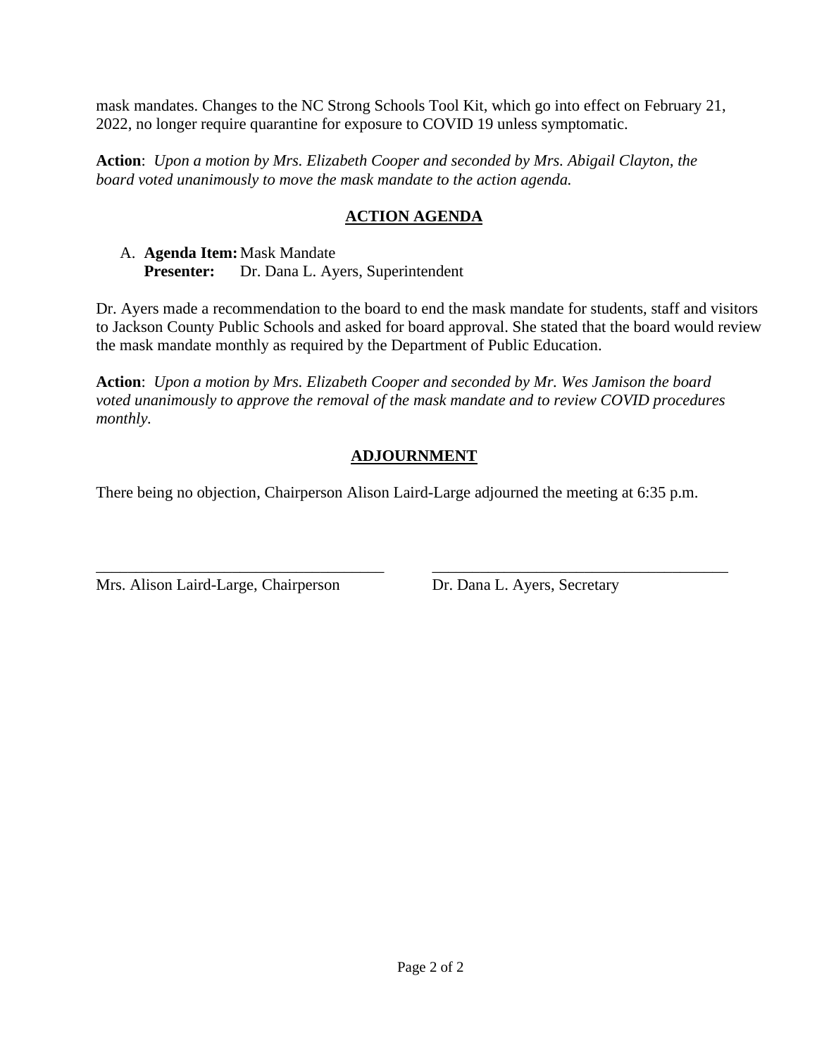mask mandates. Changes to the NC Strong Schools Tool Kit, which go into effect on February 21, 2022, no longer require quarantine for exposure to COVID 19 unless symptomatic.

**Action**: *Upon a motion by Mrs. Elizabeth Cooper and seconded by Mrs. Abigail Clayton, the board voted unanimously to move the mask mandate to the action agenda.*

## ACTION AGENDA

A. **Agenda Item:** Mask Mandate
   **Presenter:** Dr. Dana L. Ayers, Superintendent

Dr. Ayers made a recommendation to the board to end the mask mandate for students, staff and visitors to Jackson County Public Schools and asked for board approval. She stated that the board would review the mask mandate monthly as required by the Department of Public Education.

**Action**: *Upon a motion by Mrs. Elizabeth Cooper and seconded by Mr. Wes Jamison the board voted unanimously to approve the removal of the mask mandate and to review COVID procedures monthly.*

## ADJOURNMENT

There being no objection, Chairperson Alison Laird-Large adjourned the meeting at 6:35 p.m.

\_\_\_\_\_\_\_\_\_\_\_\_\_\_\_\_\_\_\_\_\_\_\_\_\_\_\_\_\_\_\_\_\_\_\_\_
Mrs. Alison Laird-Large, Chairperson

\_\_\_\_\_\_\_\_\_\_\_\_\_\_\_\_\_\_\_\_\_\_\_\_\_\_\_\_\_\_\_\_\_\_\_\_
Dr. Dana L. Ayers, Secretary